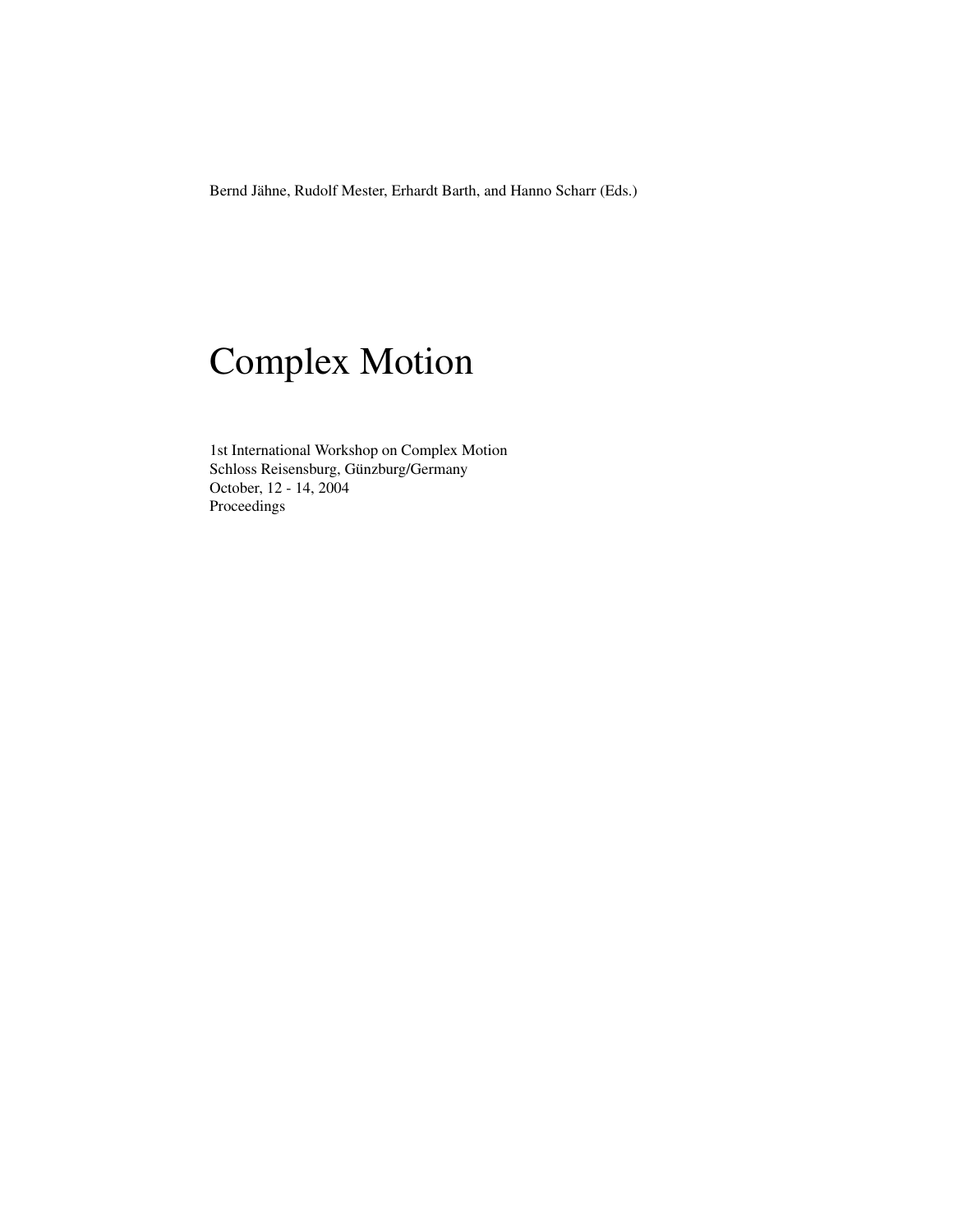Bernd Jähne, Rudolf Mester, Erhardt Barth, and Hanno Scharr (Eds.)

# Complex Motion

1st International Workshop on Complex Motion
Schloss Reisensburg, Günzburg/Germany
October, 12 - 14, 2004
Proceedings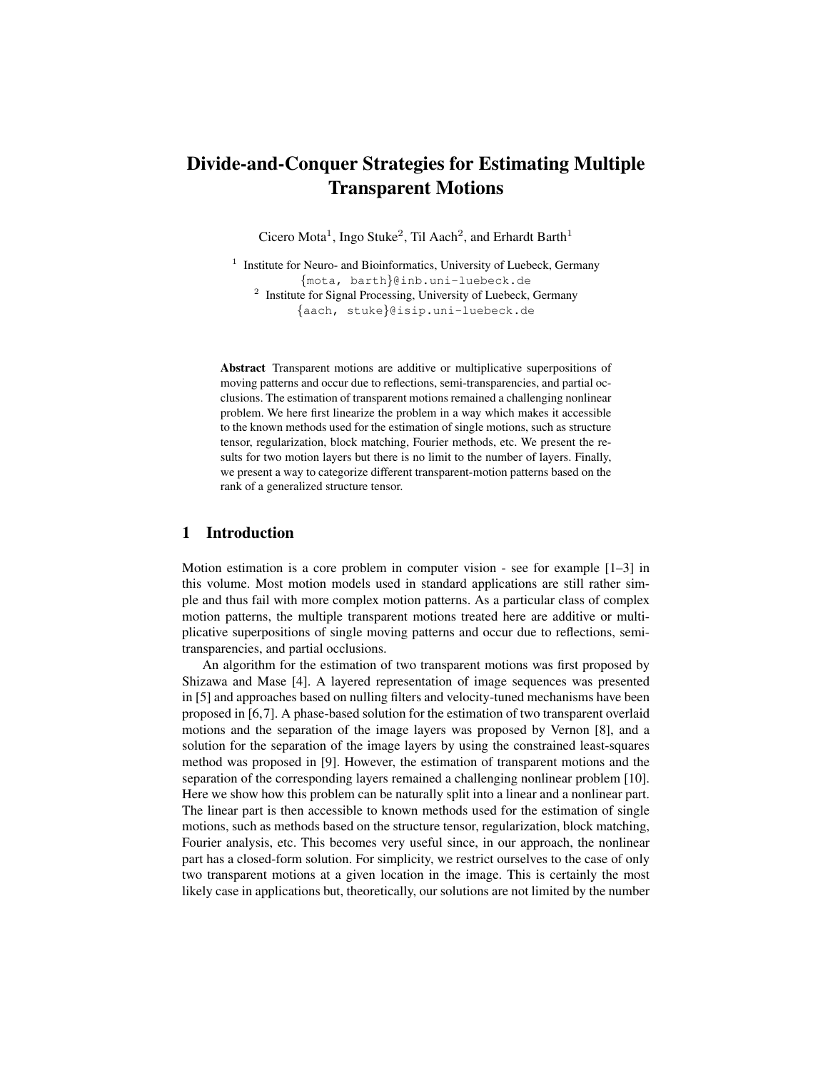# Divide-and-Conquer Strategies for Estimating Multiple Transparent Motions

Cicero Mota[1], Ingo Stuke[2], Til Aach[2], and Erhardt Barth[1]

[1] Institute for Neuro- and Bioinformatics, University of Luebeck, Germany
{mota, barth}@inb.uni-luebeck.de
[2] Institute for Signal Processing, University of Luebeck, Germany
{aach, stuke}@isip.uni-luebeck.de

**Abstract** Transparent motions are additive or multiplicative superpositions of moving patterns and occur due to reflections, semi-transparencies, and partial occlusions. The estimation of transparent motions remained a challenging nonlinear problem. We here first linearize the problem in a way which makes it accessible to the known methods used for the estimation of single motions, such as structure tensor, regularization, block matching, Fourier methods, etc. We present the results for two motion layers but there is no limit to the number of layers. Finally, we present a way to categorize different transparent-motion patterns based on the rank of a generalized structure tensor.

## 1 Introduction

Motion estimation is a core problem in computer vision - see for example [1–3] in this volume. Most motion models used in standard applications are still rather simple and thus fail with more complex motion patterns. As a particular class of complex motion patterns, the multiple transparent motions treated here are additive or multiplicative superpositions of single moving patterns and occur due to reflections, semi-transparencies, and partial occlusions.

An algorithm for the estimation of two transparent motions was first proposed by Shizawa and Mase [4]. A layered representation of image sequences was presented in [5] and approaches based on nulling filters and velocity-tuned mechanisms have been proposed in [6,7]. A phase-based solution for the estimation of two transparent overlaid motions and the separation of the image layers was proposed by Vernon [8], and a solution for the separation of the image layers by using the constrained least-squares method was proposed in [9]. However, the estimation of transparent motions and the separation of the corresponding layers remained a challenging nonlinear problem [10]. Here we show how this problem can be naturally split into a linear and a nonlinear part. The linear part is then accessible to known methods used for the estimation of single motions, such as methods based on the structure tensor, regularization, block matching, Fourier analysis, etc. This becomes very useful since, in our approach, the nonlinear part has a closed-form solution. For simplicity, we restrict ourselves to the case of only two transparent motions at a given location in the image. This is certainly the most likely case in applications but, theoretically, our solutions are not limited by the number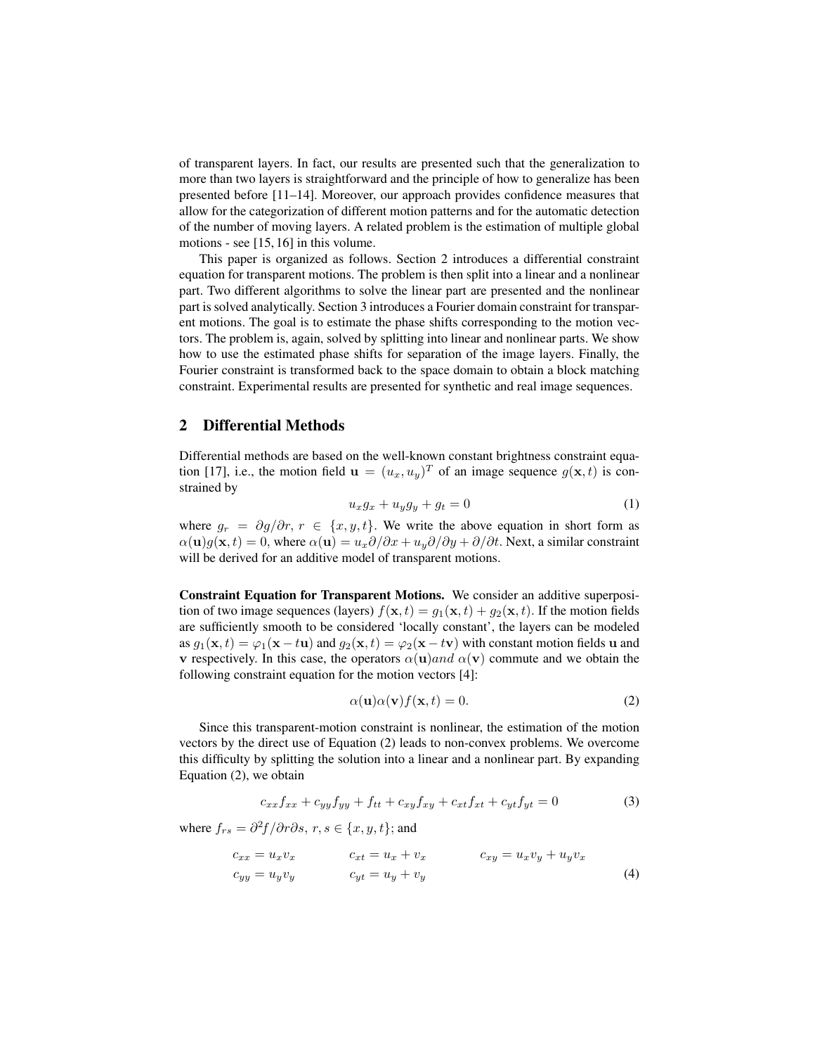of transparent layers. In fact, our results are presented such that the generalization to more than two layers is straightforward and the principle of how to generalize has been presented before [11–14]. Moreover, our approach provides confidence measures that allow for the categorization of different motion patterns and for the automatic detection of the number of moving layers. A related problem is the estimation of multiple global motions - see [15, 16] in this volume.

This paper is organized as follows. Section 2 introduces a differential constraint equation for transparent motions. The problem is then split into a linear and a nonlinear part. Two different algorithms to solve the linear part are presented and the nonlinear part is solved analytically. Section 3 introduces a Fourier domain constraint for transparent motions. The goal is to estimate the phase shifts corresponding to the motion vectors. The problem is, again, solved by splitting into linear and nonlinear parts. We show how to use the estimated phase shifts for separation of the image layers. Finally, the Fourier constraint is transformed back to the space domain to obtain a block matching constraint. Experimental results are presented for synthetic and real image sequences.

## 2 Differential Methods

Differential methods are based on the well-known constant brightness constraint equation [17], i.e., the motion field $\mathbf{u} = (u_x, u_y)^T$ of an image sequence $g(\mathbf{x}, t)$ is constrained by

$$u_x g_x + u_y g_y + g_t = 0 \tag{1}$$

where $g_r = \partial g / \partial r,\ r \in \{x, y, t\}$. We write the above equation in short form as $\alpha(\mathbf{u}) g(\mathbf{x}, t) = 0$, where $\alpha(\mathbf{u}) = u_x \partial/\partial x + u_y \partial/\partial y + \partial/\partial t$. Next, a similar constraint will be derived for an additive model of transparent motions.

**Constraint Equation for Transparent Motions.** We consider an additive superposition of two image sequences (layers) $f(\mathbf{x}, t) = g_1(\mathbf{x}, t) + g_2(\mathbf{x}, t)$. If the motion fields are sufficiently smooth to be considered 'locally constant', the layers can be modeled as $g_1(\mathbf{x}, t) = \varphi_1(\mathbf{x} - t\mathbf{u})$ and $g_2(\mathbf{x}, t) = \varphi_2(\mathbf{x} - t\mathbf{v})$ with constant motion fields $\mathbf{u}$ and $\mathbf{v}$ respectively. In this case, the operators $\alpha(\mathbf{u}) and\ \alpha(\mathbf{v})$ commute and we obtain the following constraint equation for the motion vectors [4]:

$$\alpha(\mathbf{u}) \alpha(\mathbf{v}) f(\mathbf{x}, t) = 0. \tag{2}$$

Since this transparent-motion constraint is nonlinear, the estimation of the motion vectors by the direct use of Equation (2) leads to non-convex problems. We overcome this difficulty by splitting the solution into a linear and a nonlinear part. By expanding Equation (2), we obtain

$$c_{xx} f_{xx} + c_{yy} f_{yy} + f_{tt} + c_{xy} f_{xy} + c_{xt} f_{xt} + c_{yt} f_{yt} = 0 \tag{3}$$

where $f_{rs} = \partial^2 f / \partial r \partial s,\ r, s \in \{x, y, t\}$; and

$$\begin{aligned} c_{xx} &= u_x v_x \qquad & c_{xt} &= u_x + v_x \qquad & c_{xy} &= u_x v_y + u_y v_x \\ c_{yy} &= u_y v_y \qquad & c_{yt} &= u_y + v_y & & \end{aligned} \tag{4}$$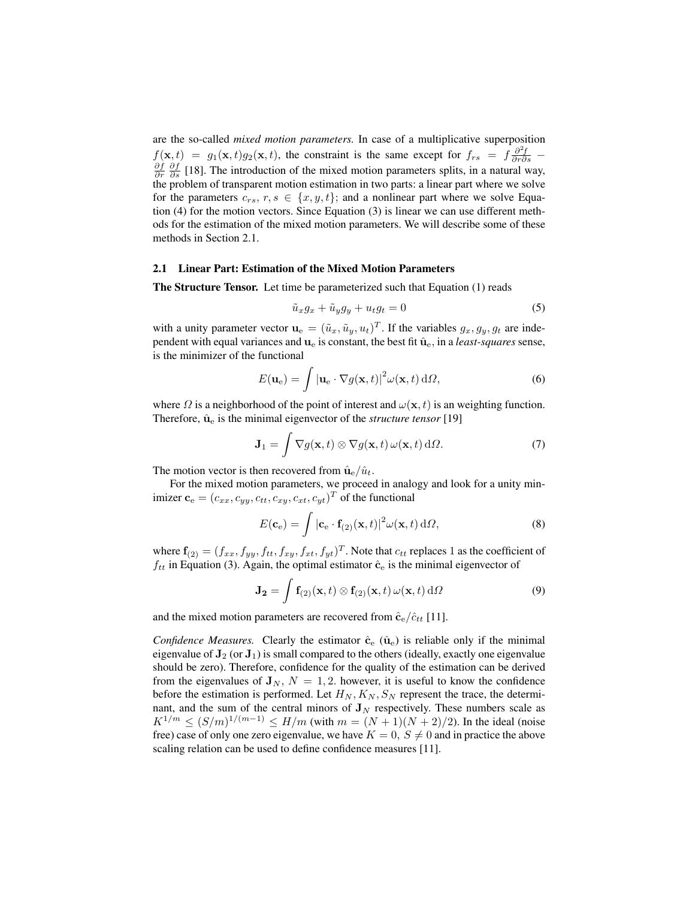are the so-called *mixed motion parameters.* In case of a multiplicative superposition $f(\mathbf{x}, t) = g_1(\mathbf{x}, t) g_2(\mathbf{x}, t)$, the constraint is the same except for $f_{rs} = f \frac{\partial^2 f}{\partial r \partial s} - \frac{\partial f}{\partial r} \frac{\partial f}{\partial s}$ [18]. The introduction of the mixed motion parameters splits, in a natural way, the problem of transparent motion estimation in two parts: a linear part where we solve for the parameters $c_{rs}$, $r, s \in \{x, y, t\}$; and a nonlinear part where we solve Equation (4) for the motion vectors. Since Equation (3) is linear we can use different methods for the estimation of the mixed motion parameters. We will describe some of these methods in Section 2.1.

### 2.1 Linear Part: Estimation of the Mixed Motion Parameters

**The Structure Tensor.** Let time be parameterized such that Equation (1) reads

$$\tilde{u}_x g_x + \tilde{u}_y g_y + u_t g_t = 0 \tag{5}$$

with a unity parameter vector $\mathbf{u}_\mathrm{e} = (\tilde{u}_x, \tilde{u}_y, u_t)^T$. If the variables $g_x, g_y, g_t$ are independent with equal variances and $\mathbf{u}_\mathrm{e}$ is constant, the best fit $\hat{\mathbf{u}}_\mathrm{e}$, in a *least-squares* sense, is the minimizer of the functional

$$E(\mathbf{u}_\mathrm{e}) = \int |\mathbf{u}_\mathrm{e} \cdot \nabla g(\mathbf{x}, t)|^2 \omega(\mathbf{x}, t) \, \mathrm{d}\Omega, \tag{6}$$

where $\Omega$ is a neighborhood of the point of interest and $\omega(\mathbf{x}, t)$ is an weighting function. Therefore, $\hat{\mathbf{u}}_\mathrm{e}$ is the minimal eigenvector of the *structure tensor* [19]

$$\mathbf{J}_1 = \int \nabla g(\mathbf{x}, t) \otimes \nabla g(\mathbf{x}, t) \, \omega(\mathbf{x}, t) \, \mathrm{d}\Omega. \tag{7}$$

The motion vector is then recovered from $\hat{\mathbf{u}}_\mathrm{e} / \hat{u}_t$.

For the mixed motion parameters, we proceed in analogy and look for a unity minimizer $\mathbf{c}_\mathrm{e} = (c_{xx}, c_{yy}, c_{tt}, c_{xy}, c_{xt}, c_{yt})^T$ of the functional

$$E(\mathbf{c}_\mathrm{e}) = \int |\mathbf{c}_\mathrm{e} \cdot \mathbf{f}_{(2)}(\mathbf{x}, t)|^2 \omega(\mathbf{x}, t) \, \mathrm{d}\Omega, \tag{8}$$

where $\mathbf{f}_{(2)} = (f_{xx}, f_{yy}, f_{tt}, f_{xy}, f_{xt}, f_{yt})^T$. Note that $c_{tt}$ replaces 1 as the coefficient of $f_{tt}$ in Equation (3). Again, the optimal estimator $\hat{\mathbf{c}}_\mathrm{e}$ is the minimal eigenvector of

$$\mathbf{J_2} = \int \mathbf{f}_{(2)}(\mathbf{x}, t) \otimes \mathbf{f}_{(2)}(\mathbf{x}, t) \, \omega(\mathbf{x}, t) \, \mathrm{d}\Omega \tag{9}$$

and the mixed motion parameters are recovered from $\hat{\mathbf{c}}_\mathrm{e} / \hat{c}_{tt}$ [11].

*Confidence Measures.* Clearly the estimator $\hat{\mathbf{c}}_\mathrm{e}$ ($\hat{\mathbf{u}}_\mathrm{e}$) is reliable only if the minimal eigenvalue of $\mathbf{J}_2$ (or $\mathbf{J}_1$) is small compared to the others (ideally, exactly one eigenvalue should be zero). Therefore, confidence for the quality of the estimation can be derived from the eigenvalues of $\mathbf{J}_N$, $N = 1, 2$. however, it is useful to know the confidence before the estimation is performed. Let $H_N, K_N, S_N$ represent the trace, the determinant, and the sum of the central minors of $\mathbf{J}_N$ respectively. These numbers scale as $K^{1/m} \leq (S/m)^{1/(m-1)} \leq H/m$ (with $m = (N+1)(N+2)/2$). In the ideal (noise free) case of only one zero eigenvalue, we have $K = 0$, $S \neq 0$ and in practice the above scaling relation can be used to define confidence measures [11].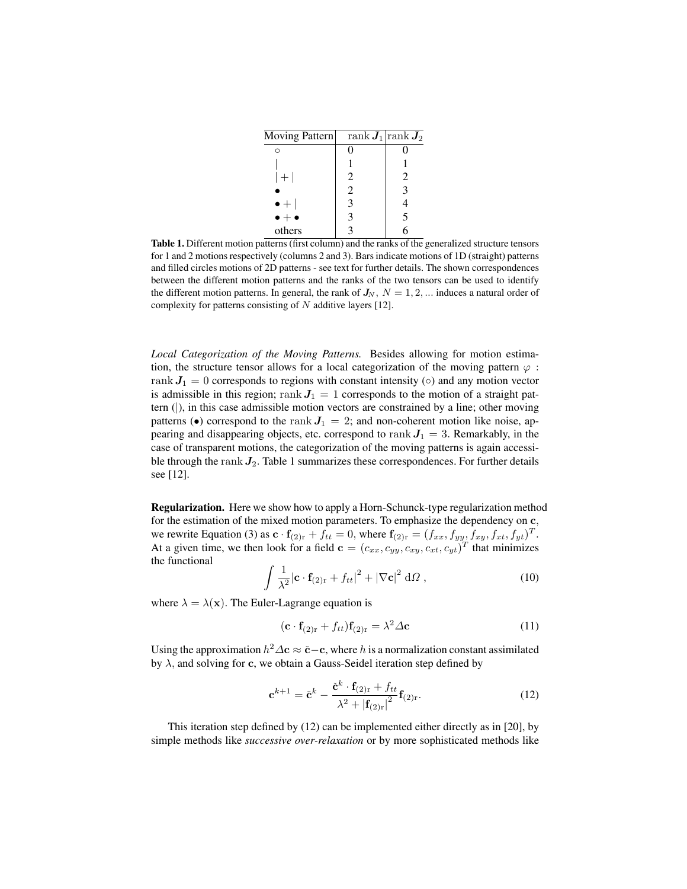| Moving Pattern | rank $\boldsymbol{J}_1$ | rank $\boldsymbol{J}_2$ |
|---|---|---|
| $\circ$ | 0 | 0 |
| $\vert$ | 1 | 1 |
| $\vert + \vert$ | 2 | 2 |
| $\bullet$ | 2 | 3 |
| $\bullet + \vert$ | 3 | 4 |
| $\bullet + \bullet$ | 3 | 5 |
| others | 3 | 6 |

**Table 1.** Different motion patterns (first column) and the ranks of the generalized structure tensors for 1 and 2 motions respectively (columns 2 and 3). Bars indicate motions of 1D (straight) patterns and filled circles motions of 2D patterns - see text for further details. The shown correspondences between the different motion patterns and the ranks of the two tensors can be used to identify the different motion patterns. In general, the rank of $\boldsymbol{J}_N$, $N = 1, 2, \ldots$ induces a natural order of complexity for patterns consisting of $N$ additive layers [12].

*Local Categorization of the Moving Patterns.* Besides allowing for motion estimation, the structure tensor allows for a local categorization of the moving pattern $\varphi$ : $\operatorname{rank} \boldsymbol{J}_1 = 0$ corresponds to regions with constant intensity ($\circ$) and any motion vector is admissible in this region; $\operatorname{rank} \boldsymbol{J}_1 = 1$ corresponds to the motion of a straight pattern ($|$), in this case admissible motion vectors are constrained by a line; other moving patterns ($\bullet$) correspond to the $\operatorname{rank} \boldsymbol{J}_1 = 2$; and non-coherent motion like noise, appearing and disappearing objects, etc. correspond to $\operatorname{rank} \boldsymbol{J}_1 = 3$. Remarkably, in the case of transparent motions, the categorization of the moving patterns is again accessible through the $\operatorname{rank} \boldsymbol{J}_2$. Table 1 summarizes these correspondences. For further details see [12].

**Regularization.** Here we show how to apply a Horn-Schunck-type regularization method for the estimation of the mixed motion parameters. To emphasize the dependency on $\mathbf{c}$, we rewrite Equation (3) as $\mathbf{c} \cdot \mathbf{f}_{(2)\mathrm{r}} + f_{tt} = 0$, where $\mathbf{f}_{(2)\mathrm{r}} = (f_{xx}, f_{yy}, f_{xy}, f_{xt}, f_{yt})^T$. At a given time, we then look for a field $\mathbf{c} = (c_{xx}, c_{yy}, c_{xy}, c_{xt}, c_{yt})^T$ that minimizes the functional

$$\int \frac{1}{\lambda^2} \left| \mathbf{c} \cdot \mathbf{f}_{(2)\mathrm{r}} + f_{tt} \right|^2 + \left| \nabla \mathbf{c} \right|^2 \, \mathrm{d}\Omega \,, \tag{10}$$

where $\lambda = \lambda(\mathbf{x})$. The Euler-Lagrange equation is

$$(\mathbf{c} \cdot \mathbf{f}_{(2)\mathrm{r}} + f_{tt}) \mathbf{f}_{(2)\mathrm{r}} = \lambda^2 \Delta \mathbf{c} \tag{11}$$

Using the approximation $h^2 \Delta \mathbf{c} \approx \check{\mathbf{c}} - \mathbf{c}$, where $h$ is a normalization constant assimilated by $\lambda$, and solving for $\mathbf{c}$, we obtain a Gauss-Seidel iteration step defined by

$$\mathbf{c}^{k+1} = \check{\mathbf{c}}^k - \frac{\check{\mathbf{c}}^k \cdot \mathbf{f}_{(2)\mathrm{r}} + f_{tt}}{\lambda^2 + \left| \mathbf{f}_{(2)\mathrm{r}} \right|^2} \mathbf{f}_{(2)\mathrm{r}}. \tag{12}$$

This iteration step defined by (12) can be implemented either directly as in [20], by simple methods like *successive over-relaxation* or by more sophisticated methods like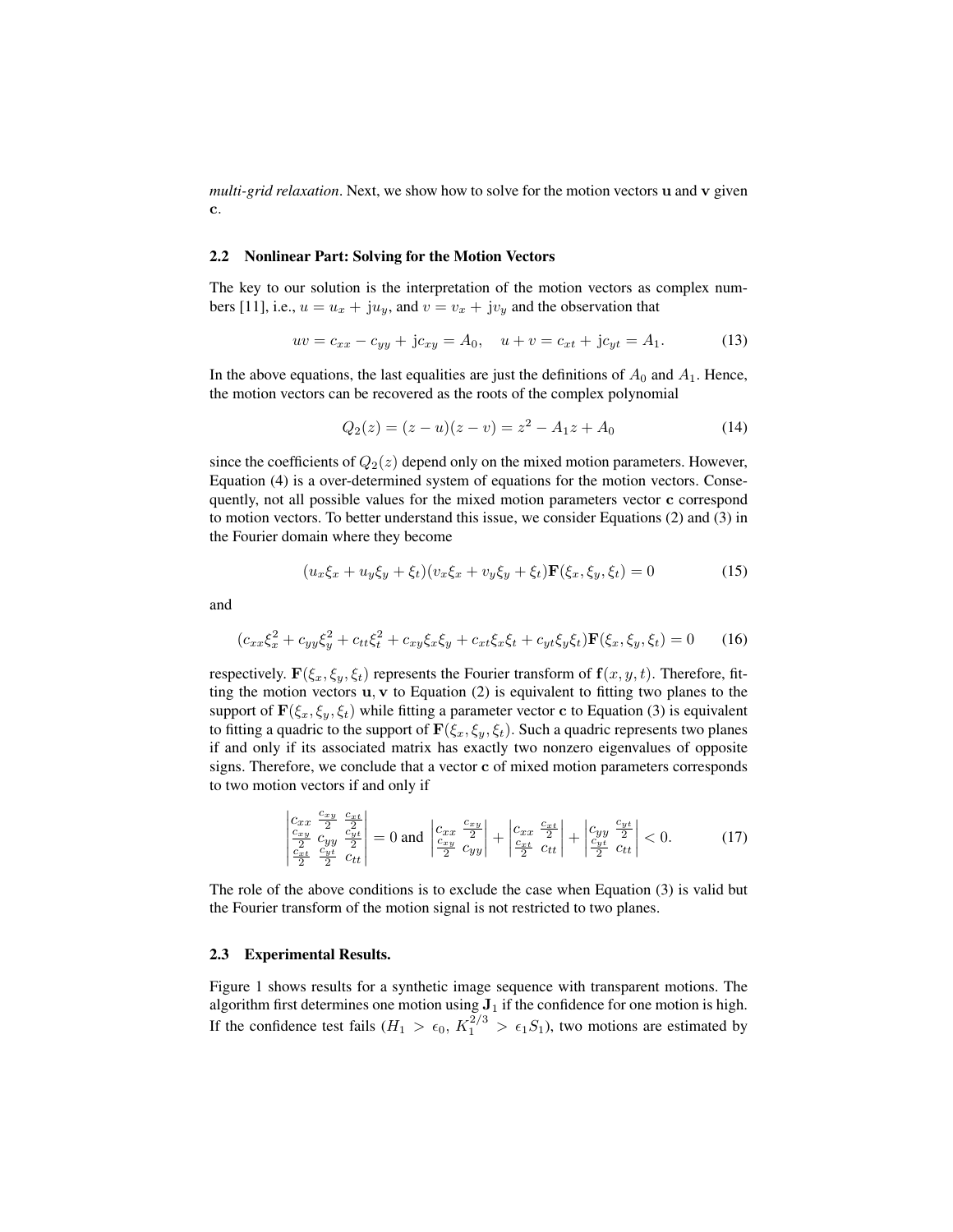*multi-grid relaxation*. Next, we show how to solve for the motion vectors $\mathbf{u}$ and $\mathbf{v}$ given $\mathbf{c}$.

### 2.2 Nonlinear Part: Solving for the Motion Vectors

The key to our solution is the interpretation of the motion vectors as complex numbers [11], i.e., $u = u_x + \mathrm{j}u_y$, and $v = v_x + \mathrm{j}v_y$ and the observation that

$$uv = c_{xx} - c_{yy} + \mathrm{j}c_{xy} = A_0, \quad u + v = c_{xt} + \mathrm{j}c_{yt} = A_1. \tag{13}$$

In the above equations, the last equalities are just the definitions of $A_0$ and $A_1$. Hence, the motion vectors can be recovered as the roots of the complex polynomial

$$Q_2(z) = (z - u)(z - v) = z^2 - A_1 z + A_0 \tag{14}$$

since the coefficients of $Q_2(z)$ depend only on the mixed motion parameters. However, Equation (4) is a over-determined system of equations for the motion vectors. Consequently, not all possible values for the mixed motion parameters vector $\mathbf{c}$ correspond to motion vectors. To better understand this issue, we consider Equations (2) and (3) in the Fourier domain where they become

$$(u_x\xi_x + u_y\xi_y + \xi_t)(v_x\xi_x + v_y\xi_y + \xi_t)\mathbf{F}(\xi_x, \xi_y, \xi_t) = 0 \tag{15}$$

and

$$(c_{xx}\xi_x^2 + c_{yy}\xi_y^2 + c_{tt}\xi_t^2 + c_{xy}\xi_x\xi_y + c_{xt}\xi_x\xi_t + c_{yt}\xi_y\xi_t)\mathbf{F}(\xi_x, \xi_y, \xi_t) = 0 \tag{16}$$

respectively. $\mathbf{F}(\xi_x, \xi_y, \xi_t)$ represents the Fourier transform of $\mathbf{f}(x, y, t)$. Therefore, fitting the motion vectors $\mathbf{u}, \mathbf{v}$ to Equation (2) is equivalent to fitting two planes to the support of $\mathbf{F}(\xi_x, \xi_y, \xi_t)$ while fitting a parameter vector $\mathbf{c}$ to Equation (3) is equivalent to fitting a quadric to the support of $\mathbf{F}(\xi_x, \xi_y, \xi_t)$. Such a quadric represents two planes if and only if its associated matrix has exactly two nonzero eigenvalues of opposite signs. Therefore, we conclude that a vector $\mathbf{c}$ of mixed motion parameters corresponds to two motion vectors if and only if

$$\begin{vmatrix} c_{xx} & \frac{c_{xy}}{2} & \frac{c_{xt}}{2} \\ \frac{c_{xy}}{2} & c_{yy} & \frac{c_{yt}}{2} \\ \frac{c_{xt}}{2} & \frac{c_{yt}}{2} & c_{tt} \end{vmatrix} = 0 \text{ and } \begin{vmatrix} c_{xx} & \frac{c_{xy}}{2} \\ \frac{c_{xy}}{2} & c_{yy} \end{vmatrix} + \begin{vmatrix} c_{xx} & \frac{c_{xt}}{2} \\ \frac{c_{xt}}{2} & c_{tt} \end{vmatrix} + \begin{vmatrix} c_{yy} & \frac{c_{yt}}{2} \\ \frac{c_{yt}}{2} & c_{tt} \end{vmatrix} < 0. \tag{17}$$

The role of the above conditions is to exclude the case when Equation (3) is valid but the Fourier transform of the motion signal is not restricted to two planes.

### 2.3 Experimental Results.

Figure 1 shows results for a synthetic image sequence with transparent motions. The algorithm first determines one motion using $\mathbf{J}_1$ if the confidence for one motion is high. If the confidence test fails ($H_1 > \epsilon_0$, $K_1^{2/3} > \epsilon_1 S_1$), two motions are estimated by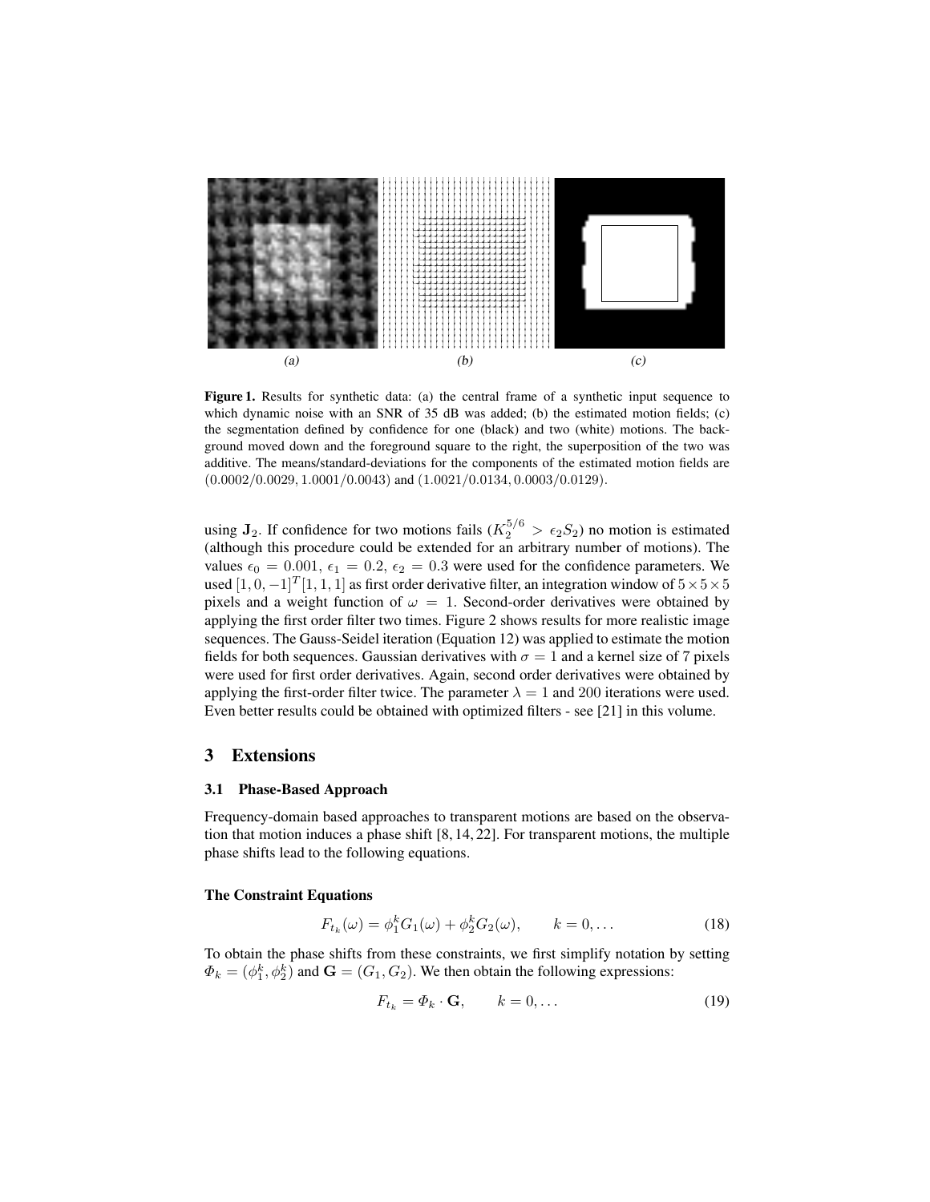(a) (b) (c)

**Figure 1.** Results for synthetic data: (a) the central frame of a synthetic input sequence to which dynamic noise with an SNR of 35 dB was added; (b) the estimated motion fields; (c) the segmentation defined by confidence for one (black) and two (white) motions. The background moved down and the foreground square to the right, the superposition of the two was additive. The means/standard-deviations for the components of the estimated motion fields are $(0.0002/0.0029, 1.0001/0.0043)$ and $(1.0021/0.0134, 0.0003/0.0129)$.

using $\mathbf{J}_2$. If confidence for two motions fails ($K_2^{5/6} > \epsilon_2 S_2$) no motion is estimated (although this procedure could be extended for an arbitrary number of motions). The values $\epsilon_0 = 0.001$, $\epsilon_1 = 0.2$, $\epsilon_2 = 0.3$ were used for the confidence parameters. We used $[1, 0, -1]^T[1, 1, 1]$ as first order derivative filter, an integration window of $5 \times 5 \times 5$ pixels and a weight function of $\omega = 1$. Second-order derivatives were obtained by applying the first order filter two times. Figure 2 shows results for more realistic image sequences. The Gauss-Seidel iteration (Equation 12) was applied to estimate the motion fields for both sequences. Gaussian derivatives with $\sigma = 1$ and a kernel size of 7 pixels were used for first order derivatives. Again, second order derivatives were obtained by applying the first-order filter twice. The parameter $\lambda = 1$ and 200 iterations were used. Even better results could be obtained with optimized filters - see [21] in this volume.

## 3 Extensions

### 3.1 Phase-Based Approach

Frequency-domain based approaches to transparent motions are based on the observation that motion induces a phase shift [8, 14, 22]. For transparent motions, the multiple phase shifts lead to the following equations.

**The Constraint Equations**

$$F_{t_k}(\omega) = \phi_1^k G_1(\omega) + \phi_2^k G_2(\omega), \qquad k = 0, \dots \tag{18}$$

To obtain the phase shifts from these constraints, we first simplify notation by setting $\Phi_k = (\phi_1^k, \phi_2^k)$ and $\mathbf{G} = (G_1, G_2)$. We then obtain the following expressions:

$$F_{t_k} = \Phi_k \cdot \mathbf{G}, \qquad k = 0, \dots \tag{19}$$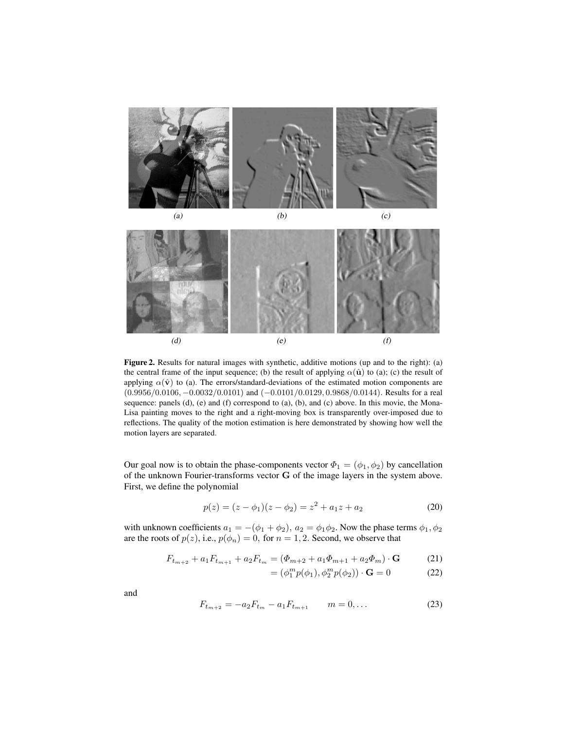*(a)* *(b)* *(c)*

*(d)* *(e)* *(f)*

**Figure 2.** Results for natural images with synthetic, additive motions (up and to the right): (a) the central frame of the input sequence; (b) the result of applying $\alpha(\hat{\mathbf{u}})$ to (a); (c) the result of applying $\alpha(\hat{\mathbf{v}})$ to (a). The errors/standard-deviations of the estimated motion components are $(0.9956/0.0106, -0.0032/0.0101)$ and $(-0.0101/0.0129, 0.9868/0.0144)$. Results for a real sequence: panels (d), (e) and (f) correspond to (a), (b), and (c) above. In this movie, the Mona-Lisa painting moves to the right and a right-moving box is transparently over-imposed due to reflections. The quality of the motion estimation is here demonstrated by showing how well the motion layers are separated.

Our goal now is to obtain the phase-components vector $\Phi_1 = (\phi_1, \phi_2)$ by cancellation of the unknown Fourier-transforms vector $\mathbf{G}$ of the image layers in the system above. First, we define the polynomial

$$p(z) = (z - \phi_1)(z - \phi_2) = z^2 + a_1 z + a_2 \tag{20}$$

with unknown coefficients $a_1 = -(\phi_1 + \phi_2)$, $a_2 = \phi_1 \phi_2$. Now the phase terms $\phi_1, \phi_2$ are the roots of $p(z)$, i.e., $p(\phi_n) = 0$, for $n = 1, 2$. Second, we observe that

$$F_{t_{m+2}} + a_1 F_{t_{m+1}} + a_2 F_{t_m} = (\Phi_{m+2} + a_1 \Phi_{m+1} + a_2 \Phi_m) \cdot \mathbf{G} \tag{21}$$

$$= (\phi_1^m p(\phi_1), \phi_2^m p(\phi_2)) \cdot \mathbf{G} = 0 \tag{22}$$

and

$$F_{t_{m+2}} = -a_2 F_{t_m} - a_1 F_{t_{m+1}} \qquad m = 0, \ldots \tag{23}$$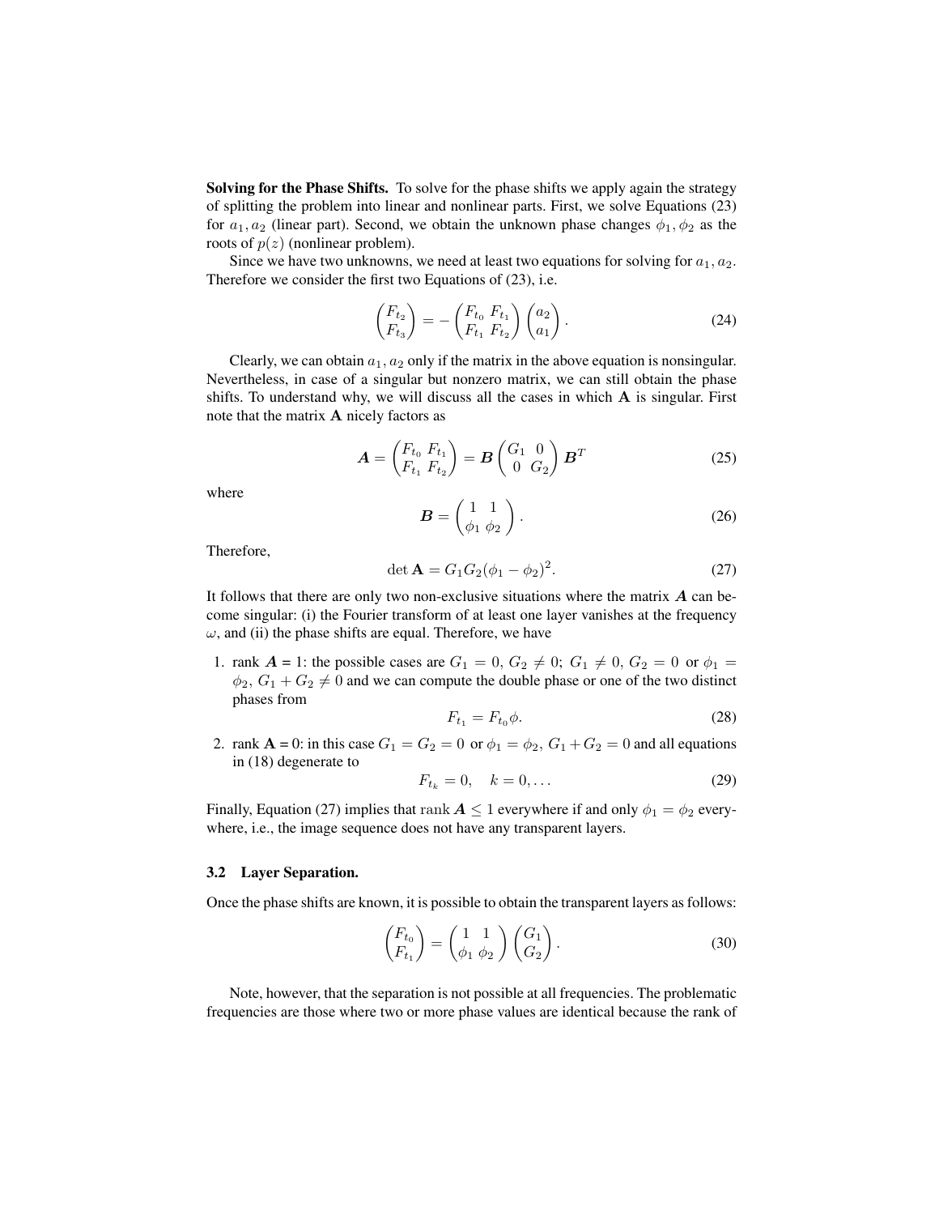**Solving for the Phase Shifts.** To solve for the phase shifts we apply again the strategy of splitting the problem into linear and nonlinear parts. First, we solve Equations (23) for $a_1, a_2$ (linear part). Second, we obtain the unknown phase changes $\phi_1, \phi_2$ as the roots of $p(z)$ (nonlinear problem).

Since we have two unknowns, we need at least two equations for solving for $a_1, a_2$. Therefore we consider the first two Equations of (23), i.e.

$$\begin{pmatrix} F_{t_2} \\ F_{t_3} \end{pmatrix} = - \begin{pmatrix} F_{t_0} & F_{t_1} \\ F_{t_1} & F_{t_2} \end{pmatrix} \begin{pmatrix} a_2 \\ a_1 \end{pmatrix}. \tag{24}$$

Clearly, we can obtain $a_1, a_2$ only if the matrix in the above equation is nonsingular. Nevertheless, in case of a singular but nonzero matrix, we can still obtain the phase shifts. To understand why, we will discuss all the cases in which $\mathbf{A}$ is singular. First note that the matrix $\mathbf{A}$ nicely factors as

$$\boldsymbol{A} = \begin{pmatrix} F_{t_0} & F_{t_1} \\ F_{t_1} & F_{t_2} \end{pmatrix} = \boldsymbol{B} \begin{pmatrix} G_1 & 0 \\ 0 & G_2 \end{pmatrix} \boldsymbol{B}^T \tag{25}$$

where

$$\boldsymbol{B} = \begin{pmatrix} 1 & 1 \\ \phi_1 & \phi_2 \end{pmatrix}. \tag{26}$$

Therefore,

$$\det \mathbf{A} = G_1 G_2 (\phi_1 - \phi_2)^2. \tag{27}$$

It follows that there are only two non-exclusive situations where the matrix $\boldsymbol{A}$ can become singular: (i) the Fourier transform of at least one layer vanishes at the frequency $\omega$, and (ii) the phase shifts are equal. Therefore, we have

1. rank $\boldsymbol{A}$ = 1: the possible cases are $G_1 = 0,\ G_2 \neq 0$; $G_1 \neq 0,\ G_2 = 0$ or $\phi_1 = \phi_2,\ G_1 + G_2 \neq 0$ and we can compute the double phase or one of the two distinct phases from

$$F_{t_1} = F_{t_0} \phi. \tag{28}$$

2. rank $\mathbf{A}$ = 0: in this case $G_1 = G_2 = 0$ or $\phi_1 = \phi_2,\ G_1 + G_2 = 0$ and all equations in (18) degenerate to

$$F_{t_k} = 0, \quad k = 0, \ldots \tag{29}$$

Finally, Equation (27) implies that $\operatorname{rank} \boldsymbol{A} \leq 1$ everywhere if and only $\phi_1 = \phi_2$ everywhere, i.e., the image sequence does not have any transparent layers.

### 3.2 Layer Separation.

Once the phase shifts are known, it is possible to obtain the transparent layers as follows:

$$\begin{pmatrix} F_{t_0} \\ F_{t_1} \end{pmatrix} = \begin{pmatrix} 1 & 1 \\ \phi_1 & \phi_2 \end{pmatrix} \begin{pmatrix} G_1 \\ G_2 \end{pmatrix}. \tag{30}$$

Note, however, that the separation is not possible at all frequencies. The problematic frequencies are those where two or more phase values are identical because the rank of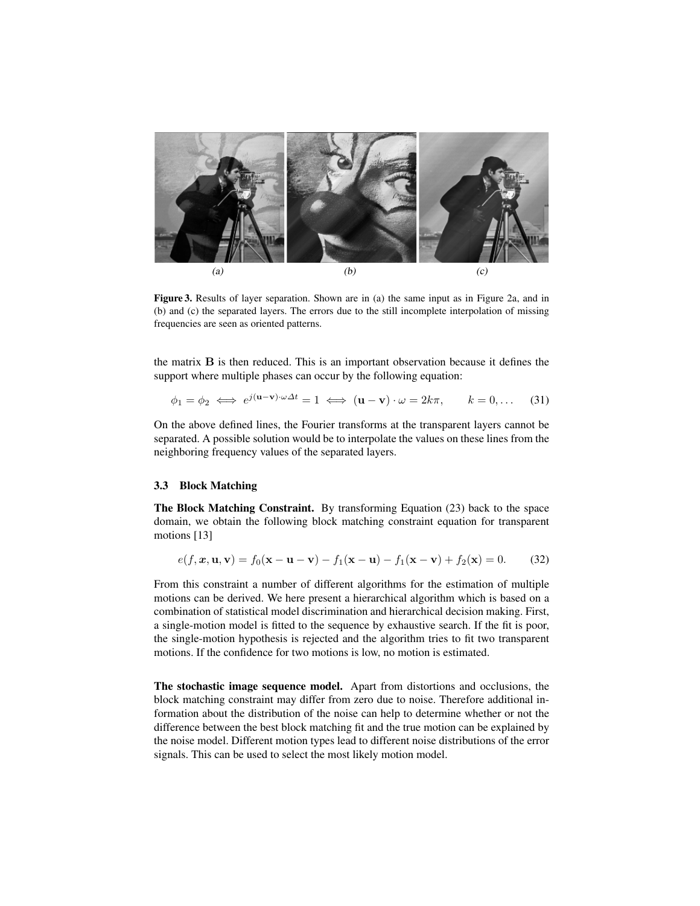*(a)* *(b)* *(c)*

**Figure 3.** Results of layer separation. Shown are in (a) the same input as in Figure 2a, and in (b) and (c) the separated layers. The errors due to the still incomplete interpolation of missing frequencies are seen as oriented patterns.

the matrix $\mathbf{B}$ is then reduced. This is an important observation because it defines the support where multiple phases can occur by the following equation:

$$\phi_1 = \phi_2 \iff e^{j(\mathbf{u}-\mathbf{v})\cdot\omega\Delta t} = 1 \iff (\mathbf{u}-\mathbf{v})\cdot\omega = 2k\pi, \qquad k = 0, \ldots \tag{31}$$

On the above defined lines, the Fourier transforms at the transparent layers cannot be separated. A possible solution would be to interpolate the values on these lines from the neighboring frequency values of the separated layers.

### 3.3 Block Matching

**The Block Matching Constraint.** By transforming Equation (23) back to the space domain, we obtain the following block matching constraint equation for transparent motions [13]

$$e(f, \boldsymbol{x}, \mathbf{u}, \mathbf{v}) = f_0(\mathbf{x}-\mathbf{u}-\mathbf{v}) - f_1(\mathbf{x}-\mathbf{u}) - f_1(\mathbf{x}-\mathbf{v}) + f_2(\mathbf{x}) = 0. \tag{32}$$

From this constraint a number of different algorithms for the estimation of multiple motions can be derived. We here present a hierarchical algorithm which is based on a combination of statistical model discrimination and hierarchical decision making. First, a single-motion model is fitted to the sequence by exhaustive search. If the fit is poor, the single-motion hypothesis is rejected and the algorithm tries to fit two transparent motions. If the confidence for two motions is low, no motion is estimated.

**The stochastic image sequence model.** Apart from distortions and occlusions, the block matching constraint may differ from zero due to noise. Therefore additional information about the distribution of the noise can help to determine whether or not the difference between the best block matching fit and the true motion can be explained by the noise model. Different motion types lead to different noise distributions of the error signals. This can be used to select the most likely motion model.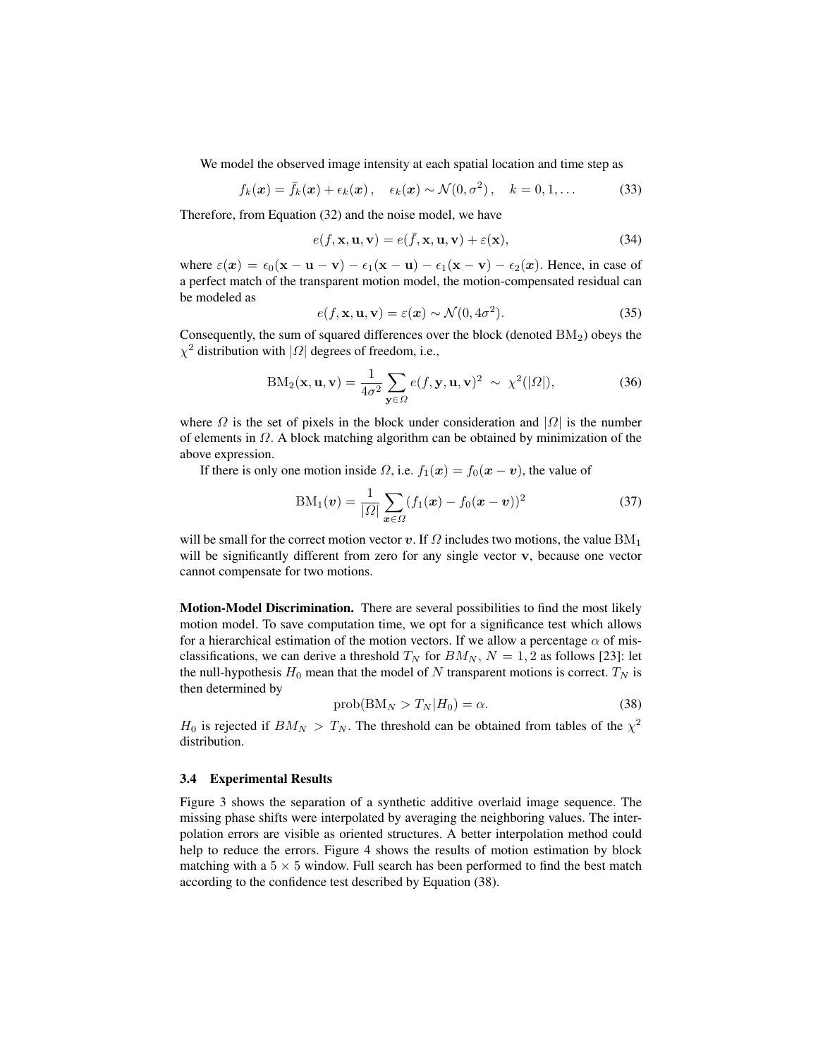We model the observed image intensity at each spatial location and time step as

$$f_k(\boldsymbol{x}) = \bar{f}_k(\boldsymbol{x}) + \epsilon_k(\boldsymbol{x}) \,, \quad \epsilon_k(\boldsymbol{x}) \sim \mathcal{N}(0, \sigma^2) \,, \quad k = 0, 1, \ldots \tag{33}$$

Therefore, from Equation (32) and the noise model, we have

$$e(f, \mathbf{x}, \mathbf{u}, \mathbf{v}) = e(\bar{f}, \mathbf{x}, \mathbf{u}, \mathbf{v}) + \varepsilon(\mathbf{x}), \tag{34}$$

where $\varepsilon(\boldsymbol{x}) = \epsilon_0(\mathbf{x} - \mathbf{u} - \mathbf{v}) - \epsilon_1(\mathbf{x} - \mathbf{u}) - \epsilon_1(\mathbf{x} - \mathbf{v}) - \epsilon_2(\boldsymbol{x})$. Hence, in case of a perfect match of the transparent motion model, the motion-compensated residual can be modeled as

$$e(f, \mathbf{x}, \mathbf{u}, \mathbf{v}) = \varepsilon(\boldsymbol{x}) \sim \mathcal{N}(0, 4\sigma^2). \tag{35}$$

Consequently, the sum of squared differences over the block (denoted $\mathrm{BM}_2$) obeys the $\chi^2$ distribution with $|\Omega|$ degrees of freedom, i.e.,

$$\mathrm{BM}_2(\mathbf{x}, \mathbf{u}, \mathbf{v}) = \frac{1}{4\sigma^2} \sum_{\mathbf{y} \in \Omega} e(f, \mathbf{y}, \mathbf{u}, \mathbf{v})^2 \;\sim\; \chi^2(|\Omega|), \tag{36}$$

where $\Omega$ is the set of pixels in the block under consideration and $|\Omega|$ is the number of elements in $\Omega$. A block matching algorithm can be obtained by minimization of the above expression.

If there is only one motion inside $\Omega$, i.e. $f_1(\boldsymbol{x}) = f_0(\boldsymbol{x} - \boldsymbol{v})$, the value of

$$\mathrm{BM}_1(\boldsymbol{v}) = \frac{1}{|\Omega|} \sum_{\boldsymbol{x} \in \Omega} (f_1(\boldsymbol{x}) - f_0(\boldsymbol{x} - \boldsymbol{v}))^2 \tag{37}$$

will be small for the correct motion vector $\boldsymbol{v}$. If $\Omega$ includes two motions, the value $\mathrm{BM}_1$ will be significantly different from zero for any single vector $\mathbf{v}$, because one vector cannot compensate for two motions.

**Motion-Model Discrimination.** There are several possibilities to find the most likely motion model. To save computation time, we opt for a significance test which allows for a hierarchical estimation of the motion vectors. If we allow a percentage $\alpha$ of misclassifications, we can derive a threshold $T_N$ for $BM_N$, $N = 1, 2$ as follows [23]: let the null-hypothesis $H_0$ mean that the model of $N$ transparent motions is correct. $T_N$ is then determined by

$$\mathrm{prob}(\mathrm{BM}_N > T_N | H_0) = \alpha. \tag{38}$$

$H_0$ is rejected if $BM_N > T_N$. The threshold can be obtained from tables of the $\chi^2$ distribution.

### 3.4 Experimental Results

Figure 3 shows the separation of a synthetic additive overlaid image sequence. The missing phase shifts were interpolated by averaging the neighboring values. The interpolation errors are visible as oriented structures. A better interpolation method could help to reduce the errors. Figure 4 shows the results of motion estimation by block matching with a $5 \times 5$ window. Full search has been performed to find the best match according to the confidence test described by Equation (38).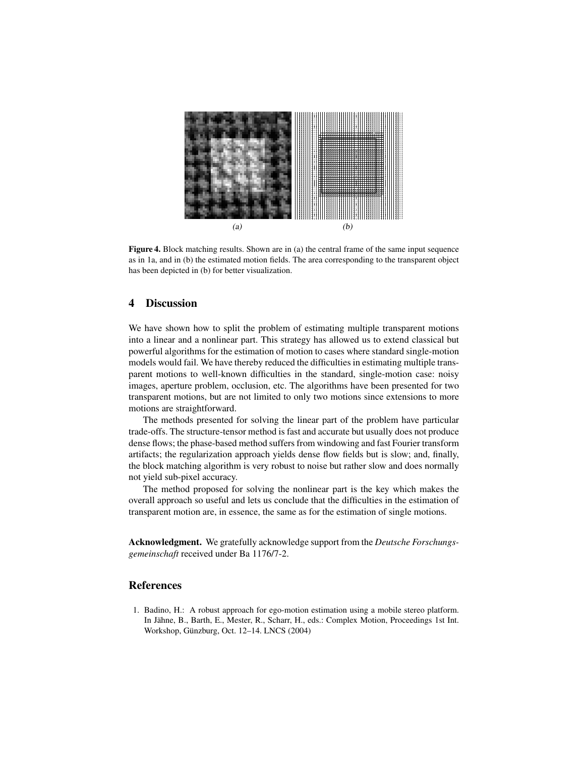(a) (b)

**Figure 4.** Block matching results. Shown are in (a) the central frame of the same input sequence as in 1a, and in (b) the estimated motion fields. The area corresponding to the transparent object has been depicted in (b) for better visualization.

## 4 Discussion

We have shown how to split the problem of estimating multiple transparent motions into a linear and a nonlinear part. This strategy has allowed us to extend classical but powerful algorithms for the estimation of motion to cases where standard single-motion models would fail. We have thereby reduced the difficulties in estimating multiple transparent motions to well-known difficulties in the standard, single-motion case: noisy images, aperture problem, occlusion, etc. The algorithms have been presented for two transparent motions, but are not limited to only two motions since extensions to more motions are straightforward.

The methods presented for solving the linear part of the problem have particular trade-offs. The structure-tensor method is fast and accurate but usually does not produce dense flows; the phase-based method suffers from windowing and fast Fourier transform artifacts; the regularization approach yields dense flow fields but is slow; and, finally, the block matching algorithm is very robust to noise but rather slow and does normally not yield sub-pixel accuracy.

The method proposed for solving the nonlinear part is the key which makes the overall approach so useful and lets us conclude that the difficulties in the estimation of transparent motion are, in essence, the same as for the estimation of single motions.

**Acknowledgment.** We gratefully acknowledge support from the *Deutsche Forschungsgemeinschaft* received under Ba 1176/7-2.

## References

1. Badino, H.: A robust approach for ego-motion estimation using a mobile stereo platform. In Jähne, B., Barth, E., Mester, R., Scharr, H., eds.: Complex Motion, Proceedings 1st Int. Workshop, Günzburg, Oct. 12–14. LNCS (2004)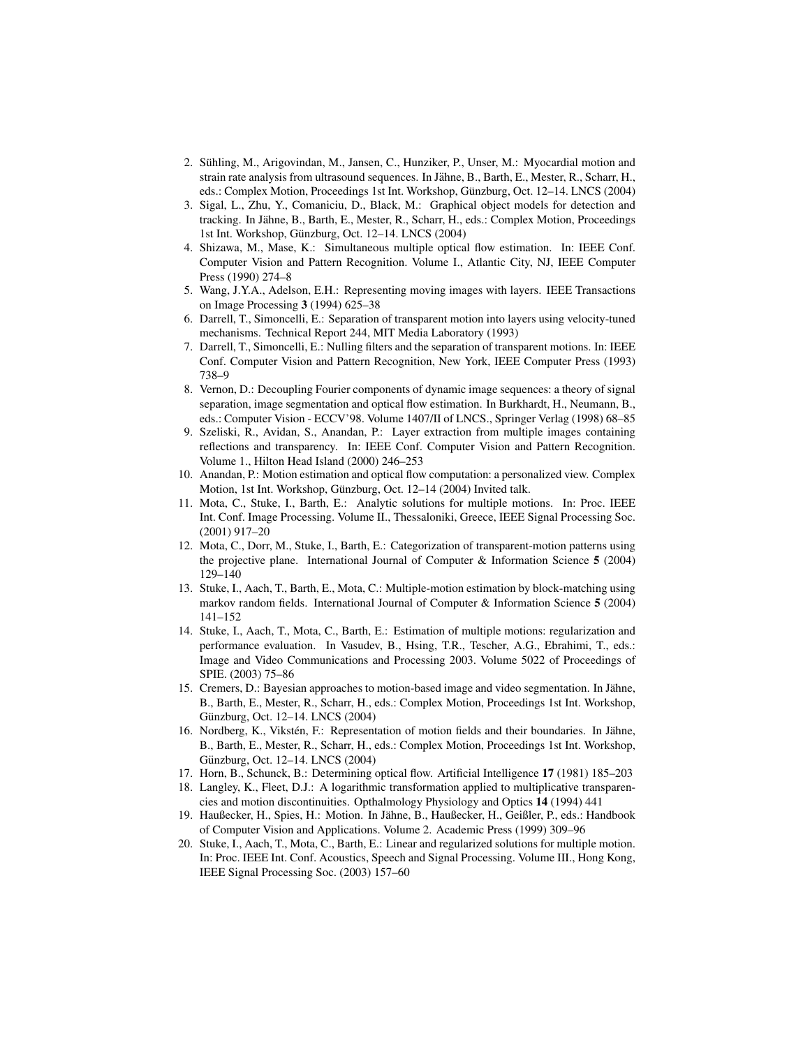2. Sühling, M., Arigovindan, M., Jansen, C., Hunziker, P., Unser, M.: Myocardial motion and strain rate analysis from ultrasound sequences. In Jähne, B., Barth, E., Mester, R., Scharr, H., eds.: Complex Motion, Proceedings 1st Int. Workshop, Günzburg, Oct. 12–14. LNCS (2004)
3. Sigal, L., Zhu, Y., Comaniciu, D., Black, M.: Graphical object models for detection and tracking. In Jähne, B., Barth, E., Mester, R., Scharr, H., eds.: Complex Motion, Proceedings 1st Int. Workshop, Günzburg, Oct. 12–14. LNCS (2004)
4. Shizawa, M., Mase, K.: Simultaneous multiple optical flow estimation. In: IEEE Conf. Computer Vision and Pattern Recognition. Volume I., Atlantic City, NJ, IEEE Computer Press (1990) 274–8
5. Wang, J.Y.A., Adelson, E.H.: Representing moving images with layers. IEEE Transactions on Image Processing **3** (1994) 625–38
6. Darrell, T., Simoncelli, E.: Separation of transparent motion into layers using velocity-tuned mechanisms. Technical Report 244, MIT Media Laboratory (1993)
7. Darrell, T., Simoncelli, E.: Nulling filters and the separation of transparent motions. In: IEEE Conf. Computer Vision and Pattern Recognition, New York, IEEE Computer Press (1993) 738–9
8. Vernon, D.: Decoupling Fourier components of dynamic image sequences: a theory of signal separation, image segmentation and optical flow estimation. In Burkhardt, H., Neumann, B., eds.: Computer Vision - ECCV'98. Volume 1407/II of LNCS., Springer Verlag (1998) 68–85
9. Szeliski, R., Avidan, S., Anandan, P.: Layer extraction from multiple images containing reflections and transparency. In: IEEE Conf. Computer Vision and Pattern Recognition. Volume 1., Hilton Head Island (2000) 246–253
10. Anandan, P.: Motion estimation and optical flow computation: a personalized view. Complex Motion, 1st Int. Workshop, Günzburg, Oct. 12–14 (2004) Invited talk.
11. Mota, C., Stuke, I., Barth, E.: Analytic solutions for multiple motions. In: Proc. IEEE Int. Conf. Image Processing. Volume II., Thessaloniki, Greece, IEEE Signal Processing Soc. (2001) 917–20
12. Mota, C., Dorr, M., Stuke, I., Barth, E.: Categorization of transparent-motion patterns using the projective plane. International Journal of Computer & Information Science **5** (2004) 129–140
13. Stuke, I., Aach, T., Barth, E., Mota, C.: Multiple-motion estimation by block-matching using markov random fields. International Journal of Computer & Information Science **5** (2004) 141–152
14. Stuke, I., Aach, T., Mota, C., Barth, E.: Estimation of multiple motions: regularization and performance evaluation. In Vasudev, B., Hsing, T.R., Tescher, A.G., Ebrahimi, T., eds.: Image and Video Communications and Processing 2003. Volume 5022 of Proceedings of SPIE. (2003) 75–86
15. Cremers, D.: Bayesian approaches to motion-based image and video segmentation. In Jähne, B., Barth, E., Mester, R., Scharr, H., eds.: Complex Motion, Proceedings 1st Int. Workshop, Günzburg, Oct. 12–14. LNCS (2004)
16. Nordberg, K., Vikstén, F.: Representation of motion fields and their boundaries. In Jähne, B., Barth, E., Mester, R., Scharr, H., eds.: Complex Motion, Proceedings 1st Int. Workshop, Günzburg, Oct. 12–14. LNCS (2004)
17. Horn, B., Schunck, B.: Determining optical flow. Artificial Intelligence **17** (1981) 185–203
18. Langley, K., Fleet, D.J.: A logarithmic transformation applied to multiplicative transparencies and motion discontinuities. Opthalmology Physiology and Optics **14** (1994) 441
19. Haußecker, H., Spies, H.: Motion. In Jähne, B., Haußecker, H., Geißler, P., eds.: Handbook of Computer Vision and Applications. Volume 2. Academic Press (1999) 309–96
20. Stuke, I., Aach, T., Mota, C., Barth, E.: Linear and regularized solutions for multiple motion. In: Proc. IEEE Int. Conf. Acoustics, Speech and Signal Processing. Volume III., Hong Kong, IEEE Signal Processing Soc. (2003) 157–60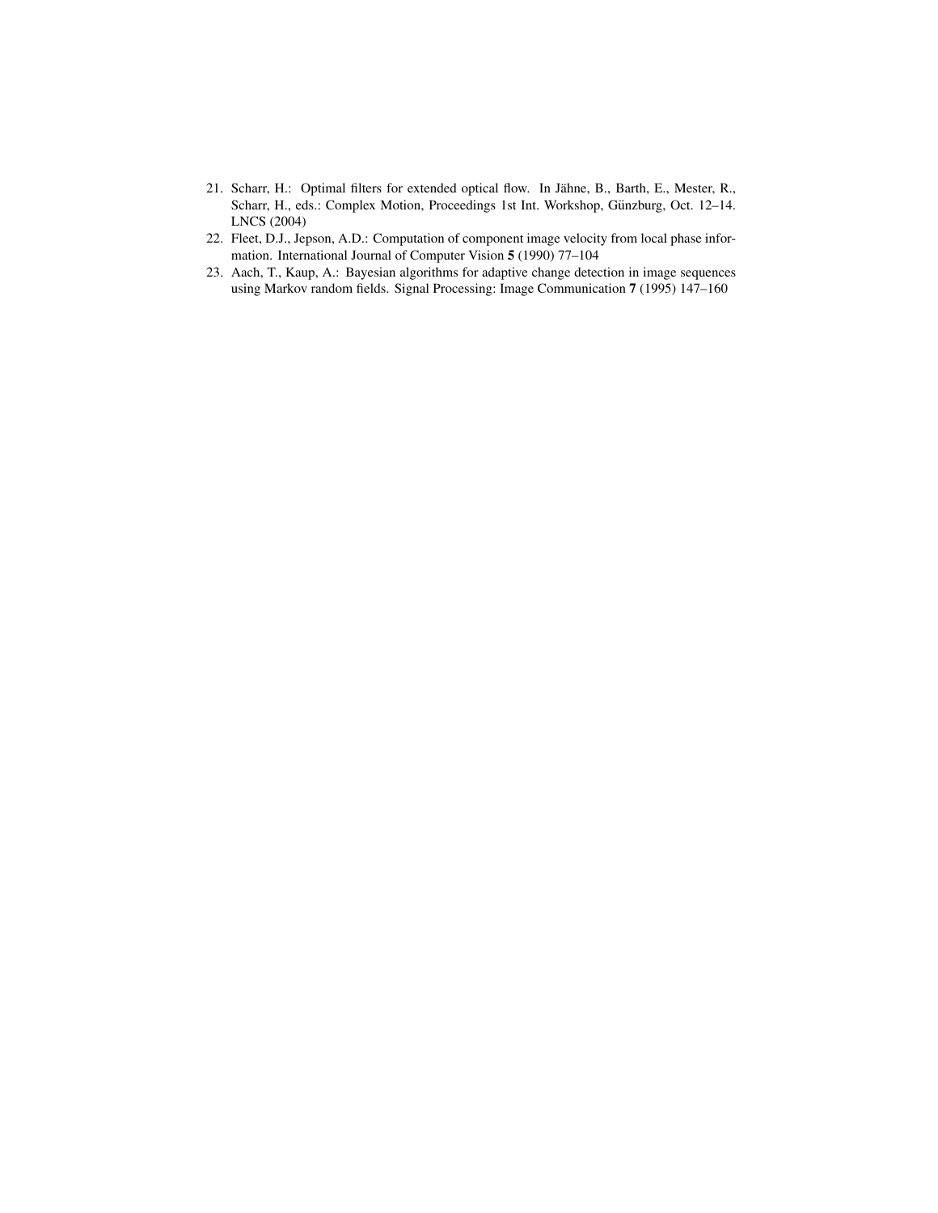21. Scharr, H.: Optimal filters for extended optical flow. In Jähne, B., Barth, E., Mester, R., Scharr, H., eds.: Complex Motion, Proceedings 1st Int. Workshop, Günzburg, Oct. 12–14. LNCS (2004)
22. Fleet, D.J., Jepson, A.D.: Computation of component image velocity from local phase information. International Journal of Computer Vision **5** (1990) 77–104
23. Aach, T., Kaup, A.: Bayesian algorithms for adaptive change detection in image sequences using Markov random fields. Signal Processing: Image Communication **7** (1995) 147–160